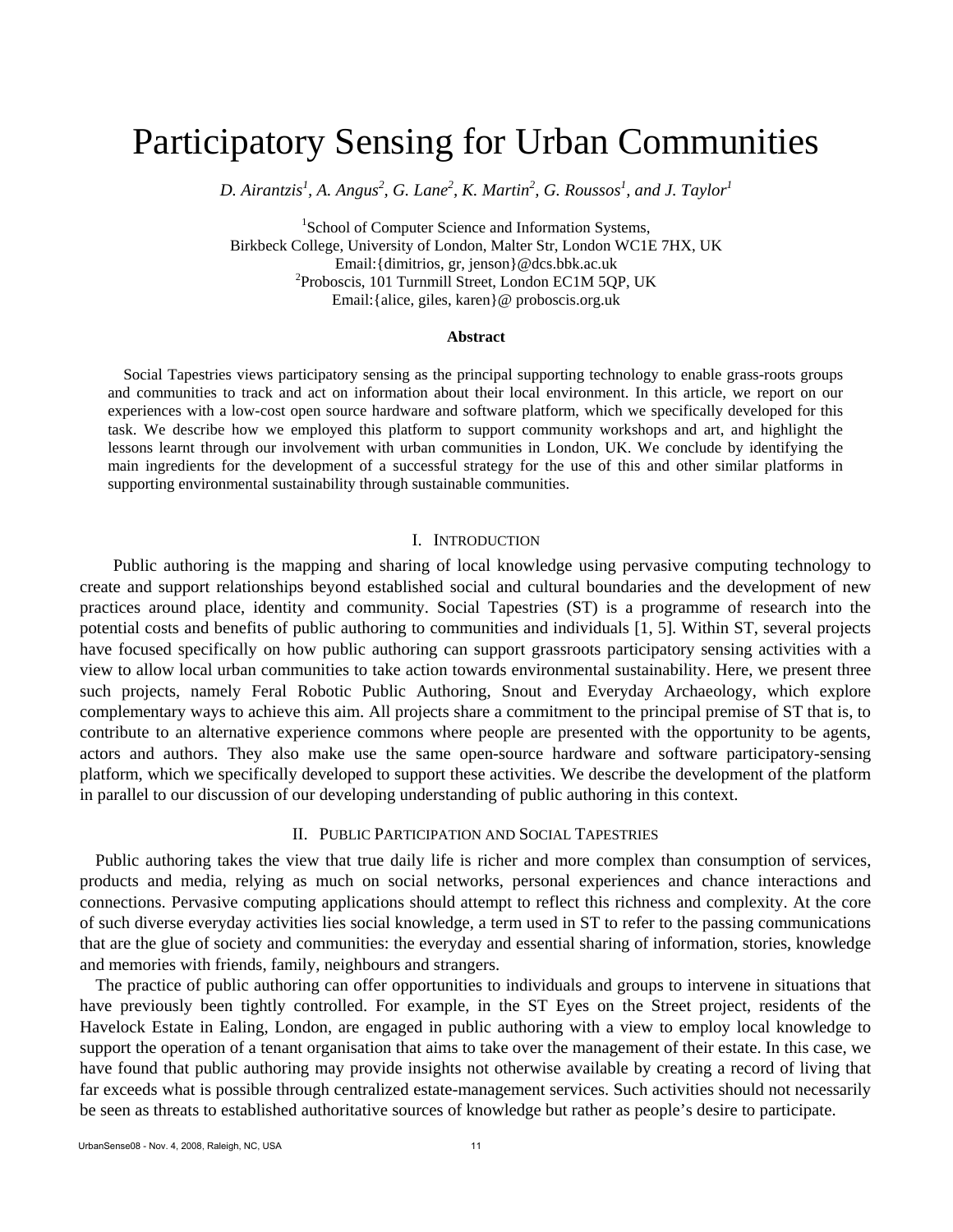# Participatory Sensing for Urban Communities

*D. Airantzis[1], A. Angus[2], G. Lane[2], K. Martin[2], G. Roussos[1], and J. Taylor[1]*

[1]School of Computer Science and Information Systems,
Birkbeck College, University of London, Malter Str, London WC1E 7HX, UK
Email:{dimitrios, gr, jenson}@dcs.bbk.ac.uk
[2]Proboscis, 101 Turnmill Street, London EC1M 5QP, UK
Email:{alice, giles, karen}@ proboscis.org.uk

**Abstract**

Social Tapestries views participatory sensing as the principal supporting technology to enable grass-roots groups and communities to track and act on information about their local environment. In this article, we report on our experiences with a low-cost open source hardware and software platform, which we specifically developed for this task. We describe how we employed this platform to support community workshops and art, and highlight the lessons learnt through our involvement with urban communities in London, UK. We conclude by identifying the main ingredients for the development of a successful strategy for the use of this and other similar platforms in supporting environmental sustainability through sustainable communities.

## I. Introduction

Public authoring is the mapping and sharing of local knowledge using pervasive computing technology to create and support relationships beyond established social and cultural boundaries and the development of new practices around place, identity and community. Social Tapestries (ST) is a programme of research into the potential costs and benefits of public authoring to communities and individuals [1, 5]. Within ST, several projects have focused specifically on how public authoring can support grassroots participatory sensing activities with a view to allow local urban communities to take action towards environmental sustainability. Here, we present three such projects, namely Feral Robotic Public Authoring, Snout and Everyday Archaeology, which explore complementary ways to achieve this aim. All projects share a commitment to the principal premise of ST that is, to contribute to an alternative experience commons where people are presented with the opportunity to be agents, actors and authors. They also make use the same open-source hardware and software participatory-sensing platform, which we specifically developed to support these activities. We describe the development of the platform in parallel to our discussion of our developing understanding of public authoring in this context.

## II. Public Participation and Social Tapestries

Public authoring takes the view that true daily life is richer and more complex than consumption of services, products and media, relying as much on social networks, personal experiences and chance interactions and connections. Pervasive computing applications should attempt to reflect this richness and complexity. At the core of such diverse everyday activities lies social knowledge, a term used in ST to refer to the passing communications that are the glue of society and communities: the everyday and essential sharing of information, stories, knowledge and memories with friends, family, neighbours and strangers.

The practice of public authoring can offer opportunities to individuals and groups to intervene in situations that have previously been tightly controlled. For example, in the ST Eyes on the Street project, residents of the Havelock Estate in Ealing, London, are engaged in public authoring with a view to employ local knowledge to support the operation of a tenant organisation that aims to take over the management of their estate. In this case, we have found that public authoring may provide insights not otherwise available by creating a record of living that far exceeds what is possible through centralized estate-management services. Such activities should not necessarily be seen as threats to established authoritative sources of knowledge but rather as people's desire to participate.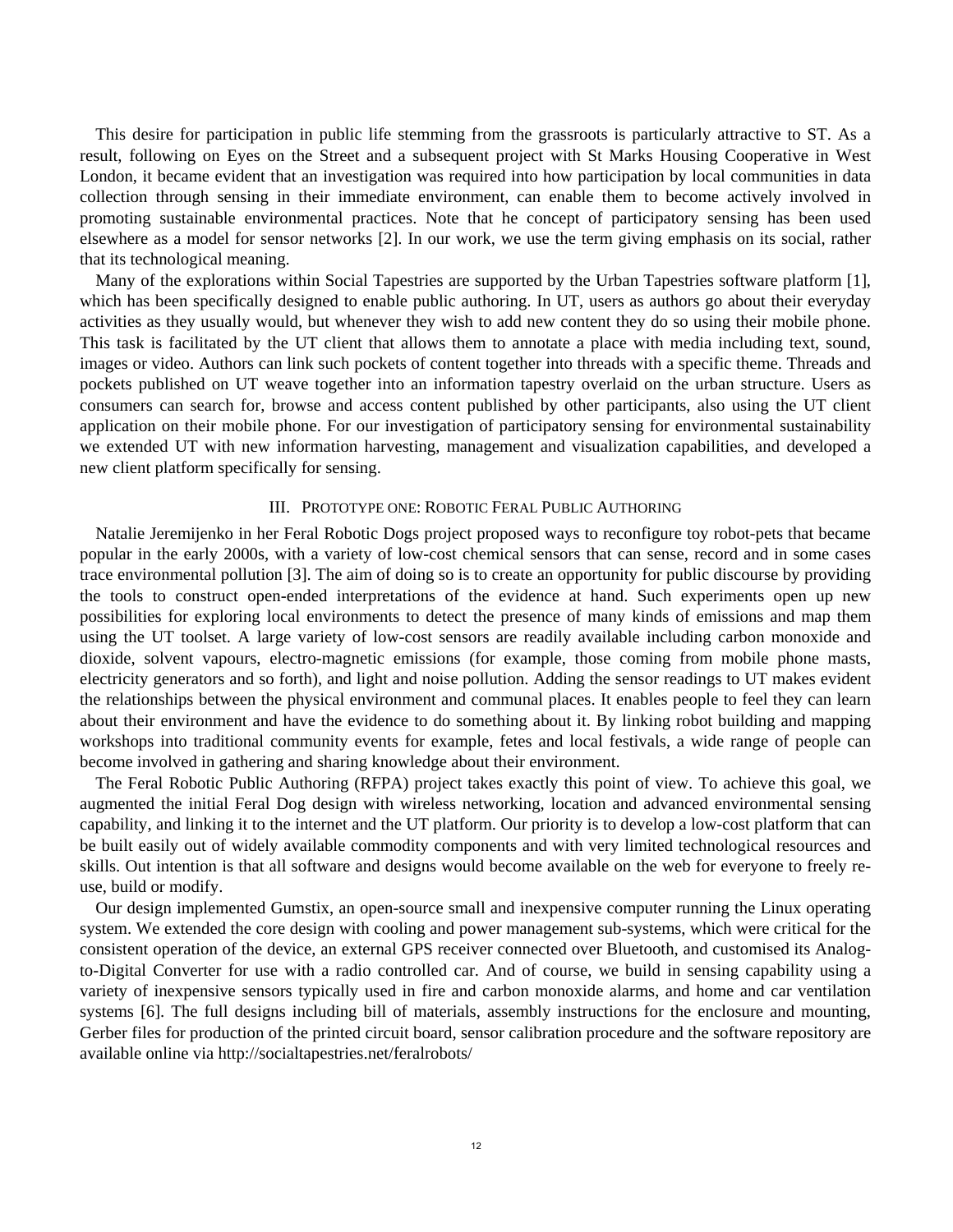This desire for participation in public life stemming from the grassroots is particularly attractive to ST. As a result, following on Eyes on the Street and a subsequent project with St Marks Housing Cooperative in West London, it became evident that an investigation was required into how participation by local communities in data collection through sensing in their immediate environment, can enable them to become actively involved in promoting sustainable environmental practices. Note that he concept of participatory sensing has been used elsewhere as a model for sensor networks [2]. In our work, we use the term giving emphasis on its social, rather that its technological meaning.

Many of the explorations within Social Tapestries are supported by the Urban Tapestries software platform [1], which has been specifically designed to enable public authoring. In UT, users as authors go about their everyday activities as they usually would, but whenever they wish to add new content they do so using their mobile phone. This task is facilitated by the UT client that allows them to annotate a place with media including text, sound, images or video. Authors can link such pockets of content together into threads with a specific theme. Threads and pockets published on UT weave together into an information tapestry overlaid on the urban structure. Users as consumers can search for, browse and access content published by other participants, also using the UT client application on their mobile phone. For our investigation of participatory sensing for environmental sustainability we extended UT with new information harvesting, management and visualization capabilities, and developed a new client platform specifically for sensing.

## III. Prototype one: Robotic Feral Public Authoring

Natalie Jeremijenko in her Feral Robotic Dogs project proposed ways to reconfigure toy robot-pets that became popular in the early 2000s, with a variety of low-cost chemical sensors that can sense, record and in some cases trace environmental pollution [3]. The aim of doing so is to create an opportunity for public discourse by providing the tools to construct open-ended interpretations of the evidence at hand. Such experiments open up new possibilities for exploring local environments to detect the presence of many kinds of emissions and map them using the UT toolset. A large variety of low-cost sensors are readily available including carbon monoxide and dioxide, solvent vapours, electro-magnetic emissions (for example, those coming from mobile phone masts, electricity generators and so forth), and light and noise pollution. Adding the sensor readings to UT makes evident the relationships between the physical environment and communal places. It enables people to feel they can learn about their environment and have the evidence to do something about it. By linking robot building and mapping workshops into traditional community events for example, fetes and local festivals, a wide range of people can become involved in gathering and sharing knowledge about their environment.

The Feral Robotic Public Authoring (RFPA) project takes exactly this point of view. To achieve this goal, we augmented the initial Feral Dog design with wireless networking, location and advanced environmental sensing capability, and linking it to the internet and the UT platform. Our priority is to develop a low-cost platform that can be built easily out of widely available commodity components and with very limited technological resources and skills. Out intention is that all software and designs would become available on the web for everyone to freely re-use, build or modify.

Our design implemented Gumstix, an open-source small and inexpensive computer running the Linux operating system. We extended the core design with cooling and power management sub-systems, which were critical for the consistent operation of the device, an external GPS receiver connected over Bluetooth, and customised its Analog-to-Digital Converter for use with a radio controlled car. And of course, we build in sensing capability using a variety of inexpensive sensors typically used in fire and carbon monoxide alarms, and home and car ventilation systems [6]. The full designs including bill of materials, assembly instructions for the enclosure and mounting, Gerber files for production of the printed circuit board, sensor calibration procedure and the software repository are available online via http://socialtapestries.net/feralrobots/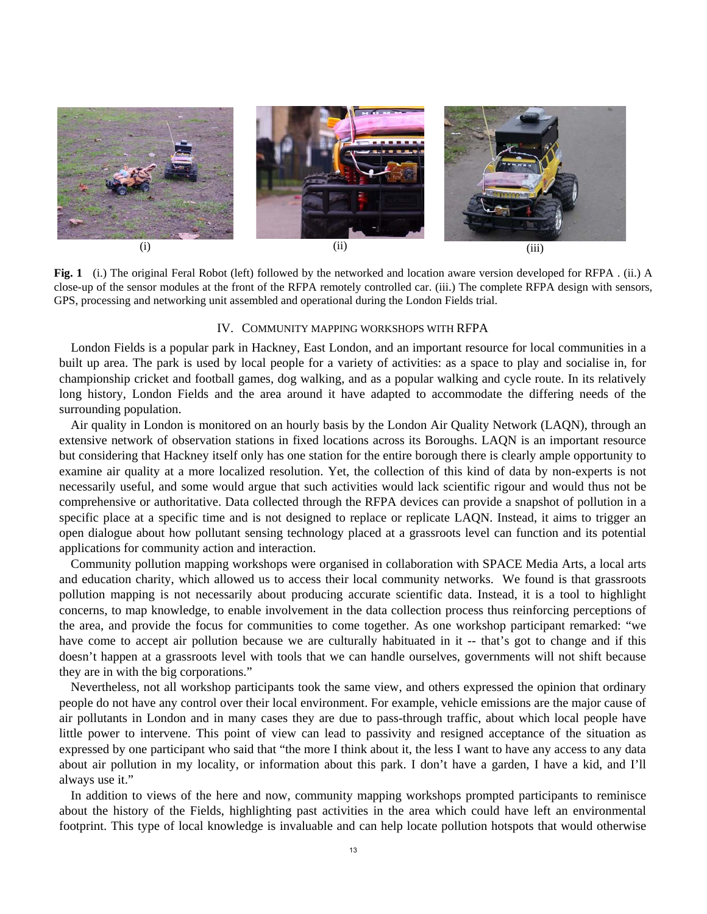(i) (ii) (iii)

**Fig. 1** (i.) The original Feral Robot (left) followed by the networked and location aware version developed for RFPA . (ii.) A close-up of the sensor modules at the front of the RFPA remotely controlled car. (iii.) The complete RFPA design with sensors, GPS, processing and networking unit assembled and operational during the London Fields trial.

## IV. Community mapping workshops with RFPA

London Fields is a popular park in Hackney, East London, and an important resource for local communities in a built up area. The park is used by local people for a variety of activities: as a space to play and socialise in, for championship cricket and football games, dog walking, and as a popular walking and cycle route. In its relatively long history, London Fields and the area around it have adapted to accommodate the differing needs of the surrounding population.

Air quality in London is monitored on an hourly basis by the London Air Quality Network (LAQN), through an extensive network of observation stations in fixed locations across its Boroughs. LAQN is an important resource but considering that Hackney itself only has one station for the entire borough there is clearly ample opportunity to examine air quality at a more localized resolution. Yet, the collection of this kind of data by non-experts is not necessarily useful, and some would argue that such activities would lack scientific rigour and would thus not be comprehensive or authoritative. Data collected through the RFPA devices can provide a snapshot of pollution in a specific place at a specific time and is not designed to replace or replicate LAQN. Instead, it aims to trigger an open dialogue about how pollutant sensing technology placed at a grassroots level can function and its potential applications for community action and interaction.

Community pollution mapping workshops were organised in collaboration with SPACE Media Arts, a local arts and education charity, which allowed us to access their local community networks. We found is that grassroots pollution mapping is not necessarily about producing accurate scientific data. Instead, it is a tool to highlight concerns, to map knowledge, to enable involvement in the data collection process thus reinforcing perceptions of the area, and provide the focus for communities to come together. As one workshop participant remarked: "we have come to accept air pollution because we are culturally habituated in it -- that's got to change and if this doesn't happen at a grassroots level with tools that we can handle ourselves, governments will not shift because they are in with the big corporations."

Nevertheless, not all workshop participants took the same view, and others expressed the opinion that ordinary people do not have any control over their local environment. For example, vehicle emissions are the major cause of air pollutants in London and in many cases they are due to pass-through traffic, about which local people have little power to intervene. This point of view can lead to passivity and resigned acceptance of the situation as expressed by one participant who said that "the more I think about it, the less I want to have any access to any data about air pollution in my locality, or information about this park. I don't have a garden, I have a kid, and I'll always use it."

In addition to views of the here and now, community mapping workshops prompted participants to reminisce about the history of the Fields, highlighting past activities in the area which could have left an environmental footprint. This type of local knowledge is invaluable and can help locate pollution hotspots that would otherwise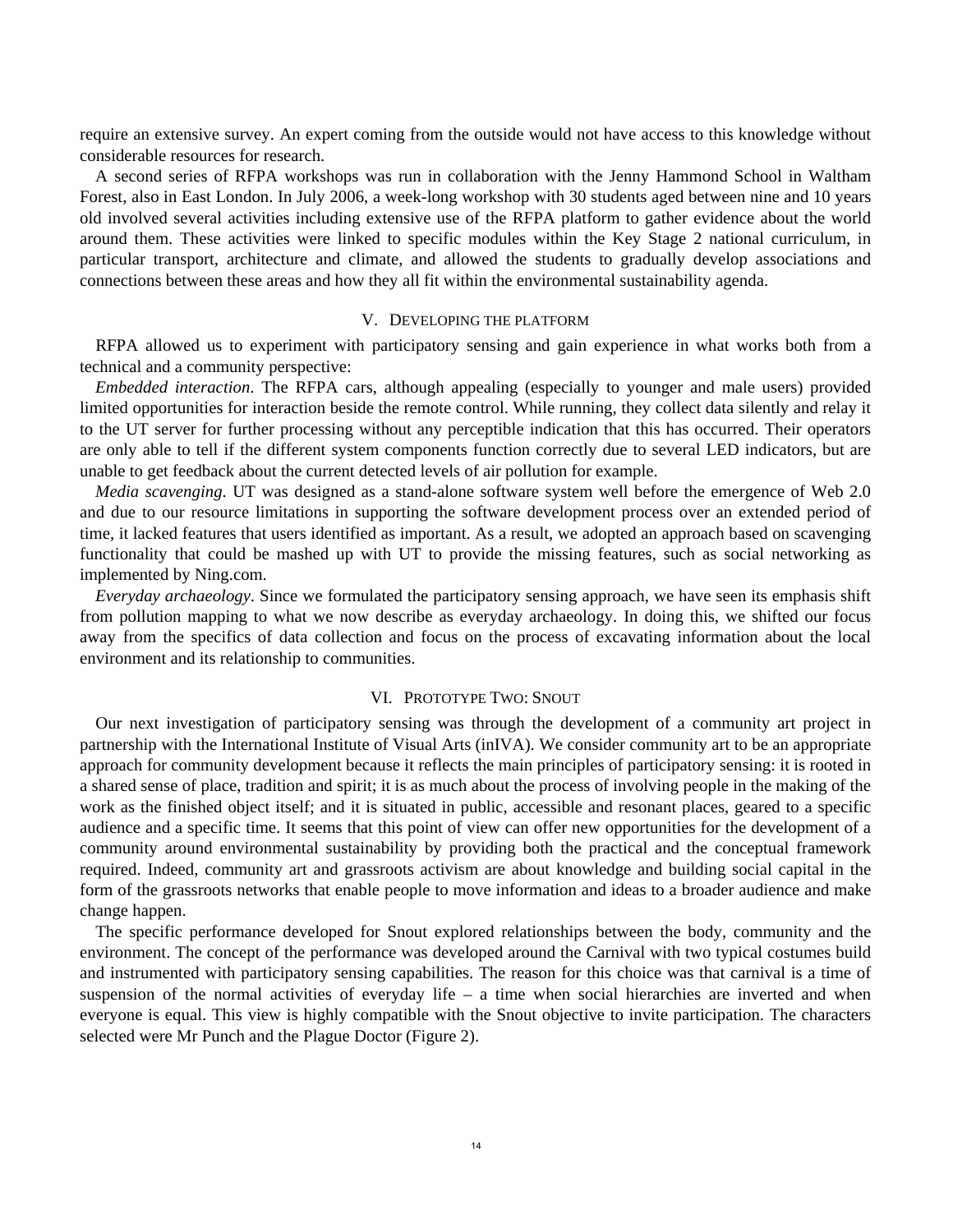require an extensive survey. An expert coming from the outside would not have access to this knowledge without considerable resources for research.

A second series of RFPA workshops was run in collaboration with the Jenny Hammond School in Waltham Forest, also in East London. In July 2006, a week-long workshop with 30 students aged between nine and 10 years old involved several activities including extensive use of the RFPA platform to gather evidence about the world around them. These activities were linked to specific modules within the Key Stage 2 national curriculum, in particular transport, architecture and climate, and allowed the students to gradually develop associations and connections between these areas and how they all fit within the environmental sustainability agenda.

## V. Developing the Platform

RFPA allowed us to experiment with participatory sensing and gain experience in what works both from a technical and a community perspective:

*Embedded interaction*. The RFPA cars, although appealing (especially to younger and male users) provided limited opportunities for interaction beside the remote control. While running, they collect data silently and relay it to the UT server for further processing without any perceptible indication that this has occurred. Their operators are only able to tell if the different system components function correctly due to several LED indicators, but are unable to get feedback about the current detected levels of air pollution for example.

*Media scavenging*. UT was designed as a stand-alone software system well before the emergence of Web 2.0 and due to our resource limitations in supporting the software development process over an extended period of time, it lacked features that users identified as important. As a result, we adopted an approach based on scavenging functionality that could be mashed up with UT to provide the missing features, such as social networking as implemented by Ning.com.

*Everyday archaeology*. Since we formulated the participatory sensing approach, we have seen its emphasis shift from pollution mapping to what we now describe as everyday archaeology. In doing this, we shifted our focus away from the specifics of data collection and focus on the process of excavating information about the local environment and its relationship to communities.

## VI. Prototype Two: Snout

Our next investigation of participatory sensing was through the development of a community art project in partnership with the International Institute of Visual Arts (inIVA). We consider community art to be an appropriate approach for community development because it reflects the main principles of participatory sensing: it is rooted in a shared sense of place, tradition and spirit; it is as much about the process of involving people in the making of the work as the finished object itself; and it is situated in public, accessible and resonant places, geared to a specific audience and a specific time. It seems that this point of view can offer new opportunities for the development of a community around environmental sustainability by providing both the practical and the conceptual framework required. Indeed, community art and grassroots activism are about knowledge and building social capital in the form of the grassroots networks that enable people to move information and ideas to a broader audience and make change happen.

The specific performance developed for Snout explored relationships between the body, community and the environment. The concept of the performance was developed around the Carnival with two typical costumes build and instrumented with participatory sensing capabilities. The reason for this choice was that carnival is a time of suspension of the normal activities of everyday life – a time when social hierarchies are inverted and when everyone is equal. This view is highly compatible with the Snout objective to invite participation. The characters selected were Mr Punch and the Plague Doctor (Figure 2).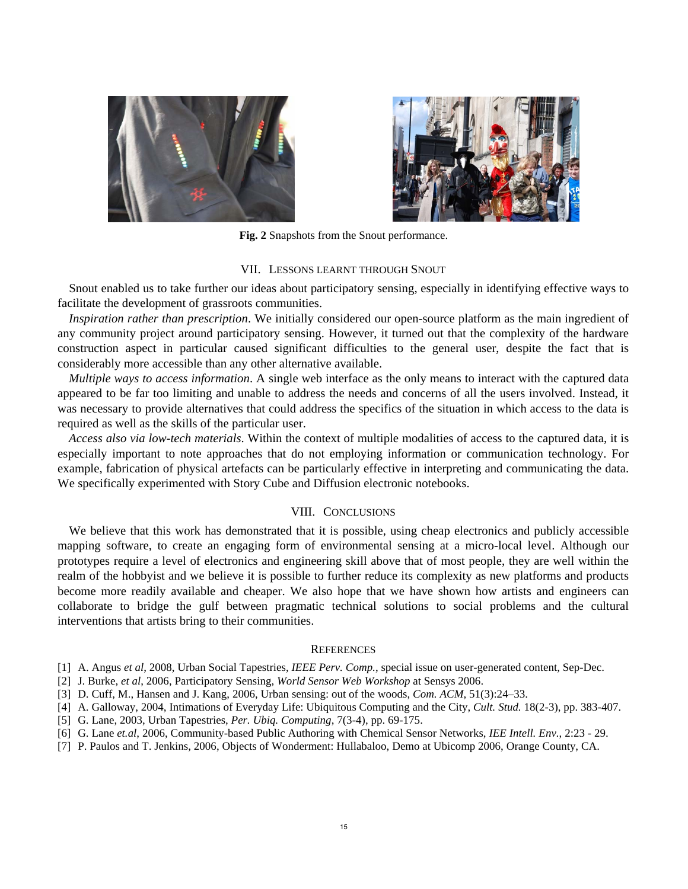**Fig. 2** Snapshots from the Snout performance.

## VII. Lessons Learnt through Snout

Snout enabled us to take further our ideas about participatory sensing, especially in identifying effective ways to facilitate the development of grassroots communities.

*Inspiration rather than prescription*. We initially considered our open-source platform as the main ingredient of any community project around participatory sensing. However, it turned out that the complexity of the hardware construction aspect in particular caused significant difficulties to the general user, despite the fact that is considerably more accessible than any other alternative available.

*Multiple ways to access information*. A single web interface as the only means to interact with the captured data appeared to be far too limiting and unable to address the needs and concerns of all the users involved. Instead, it was necessary to provide alternatives that could address the specifics of the situation in which access to the data is required as well as the skills of the particular user.

*Access also via low-tech materials*. Within the context of multiple modalities of access to the captured data, it is especially important to note approaches that do not employing information or communication technology. For example, fabrication of physical artefacts can be particularly effective in interpreting and communicating the data. We specifically experimented with Story Cube and Diffusion electronic notebooks.

## VIII. Conclusions

We believe that this work has demonstrated that it is possible, using cheap electronics and publicly accessible mapping software, to create an engaging form of environmental sensing at a micro-local level. Although our prototypes require a level of electronics and engineering skill above that of most people, they are well within the realm of the hobbyist and we believe it is possible to further reduce its complexity as new platforms and products become more readily available and cheaper. We also hope that we have shown how artists and engineers can collaborate to bridge the gulf between pragmatic technical solutions to social problems and the cultural interventions that artists bring to their communities.

## References

[1] A. Angus *et al*, 2008, Urban Social Tapestries, *IEEE Perv. Comp.*, special issue on user-generated content, Sep-Dec.
[2] J. Burke, *et al*, 2006, Participatory Sensing, *World Sensor Web Workshop* at Sensys 2006.
[3] D. Cuff, M., Hansen and J. Kang, 2006, Urban sensing: out of the woods, *Com. ACM*, 51(3):24–33.
[4] A. Galloway, 2004, Intimations of Everyday Life: Ubiquitous Computing and the City, *Cult. Stud.* 18(2-3), pp. 383-407.
[5] G. Lane, 2003, Urban Tapestries, *Per. Ubiq. Computing*, 7(3-4), pp. 69-175.
[6] G. Lane *et.al*, 2006, Community-based Public Authoring with Chemical Sensor Networks, *IEE Intell. Env.*, 2:23 - 29.
[7] P. Paulos and T. Jenkins, 2006, Objects of Wonderment: Hullabaloo, Demo at Ubicomp 2006, Orange County, CA.